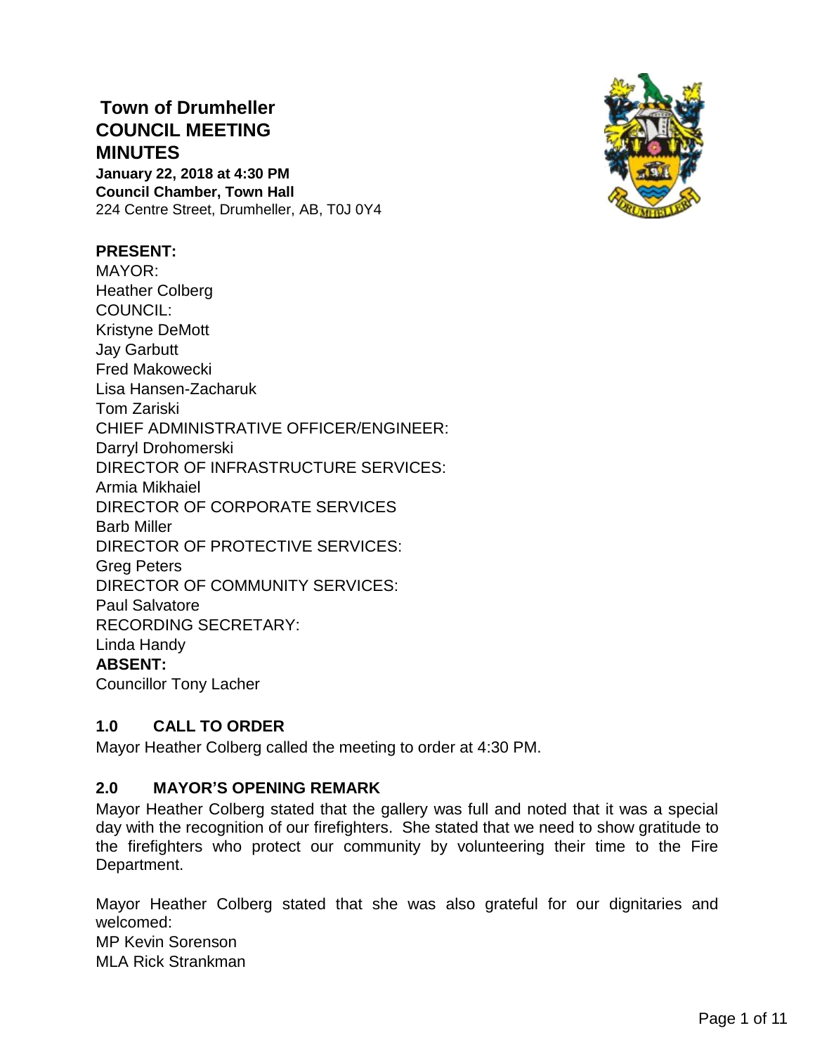# Town of Drumheller
# COUNCIL MEETING MINUTES

**January 22, 2018 at 4:30 PM**
**Council Chamber, Town Hall**
224 Centre Street, Drumheller, AB, T0J 0Y4

**PRESENT:**
MAYOR:
Heather Colberg
COUNCIL:
Kristyne DeMott
Jay Garbutt
Fred Makowecki
Lisa Hansen-Zacharuk
Tom Zariski
CHIEF ADMINISTRATIVE OFFICER/ENGINEER:
Darryl Drohomerski
DIRECTOR OF INFRASTRUCTURE SERVICES:
Armia Mikhaiel
DIRECTOR OF CORPORATE SERVICES
Barb Miller
DIRECTOR OF PROTECTIVE SERVICES:
Greg Peters
DIRECTOR OF COMMUNITY SERVICES:
Paul Salvatore
RECORDING SECRETARY:
Linda Handy
**ABSENT:**
Councillor Tony Lacher

## 1.0 CALL TO ORDER

Mayor Heather Colberg called the meeting to order at 4:30 PM.

## 2.0 MAYOR'S OPENING REMARK

Mayor Heather Colberg stated that the gallery was full and noted that it was a special day with the recognition of our firefighters. She stated that we need to show gratitude to the firefighters who protect our community by volunteering their time to the Fire Department.

Mayor Heather Colberg stated that she was also grateful for our dignitaries and welcomed:
MP Kevin Sorenson
MLA Rick Strankman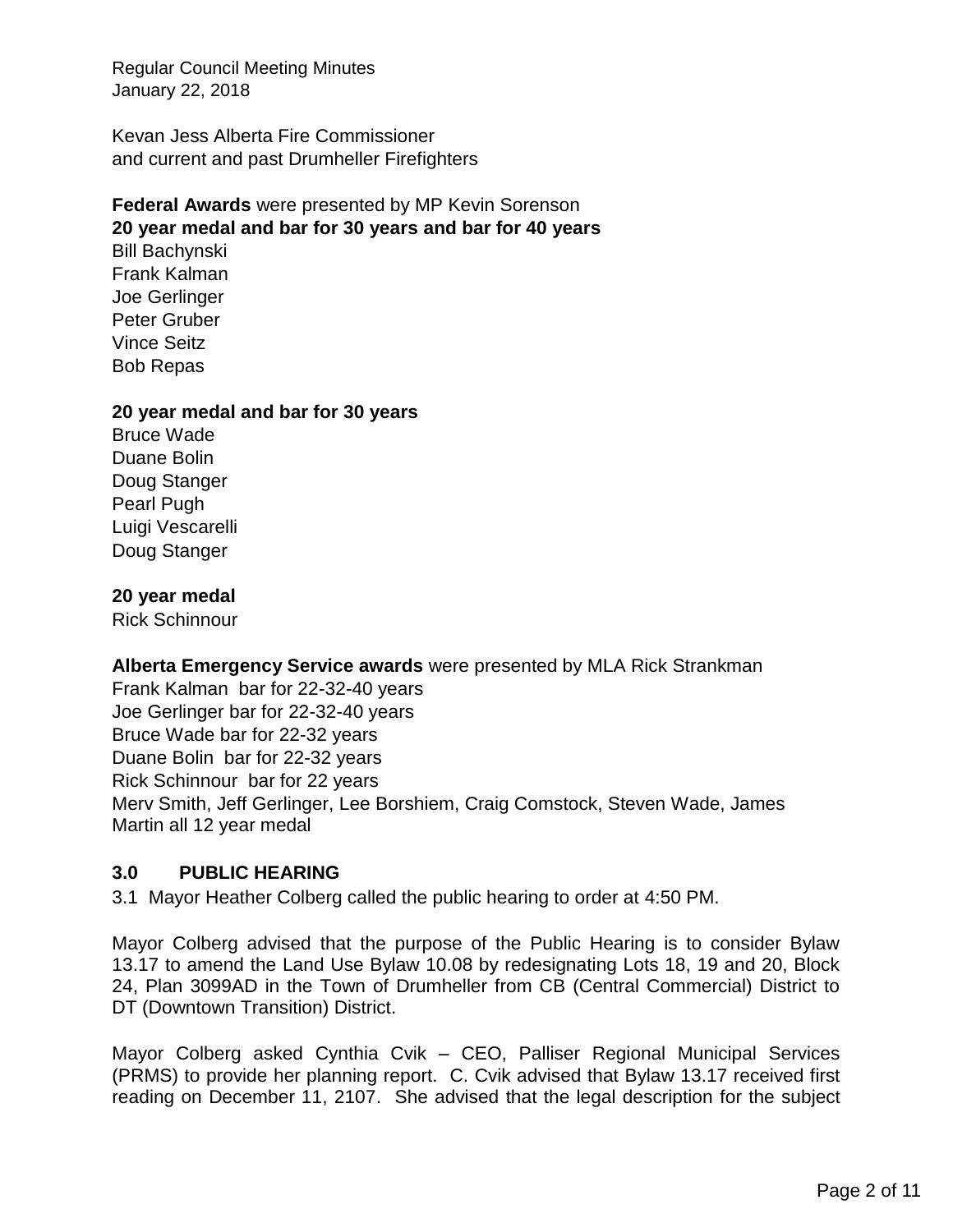Kevan Jess Alberta Fire Commissioner
and current and past Drumheller Firefighters

**Federal Awards** were presented by MP Kevin Sorenson
**20 year medal and bar for 30 years and bar for 40 years**
Bill Bachynski
Frank Kalman
Joe Gerlinger
Peter Gruber
Vince Seitz
Bob Repas

**20 year medal and bar for 30 years**
Bruce Wade
Duane Bolin
Doug Stanger
Pearl Pugh
Luigi Vescarelli
Doug Stanger

**20 year medal**
Rick Schinnour

**Alberta Emergency Service awards** were presented by MLA Rick Strankman
Frank Kalman bar for 22-32-40 years
Joe Gerlinger bar for 22-32-40 years
Bruce Wade bar for 22-32 years
Duane Bolin bar for 22-32 years
Rick Schinnour bar for 22 years
Merv Smith, Jeff Gerlinger, Lee Borshiem, Craig Comstock, Steven Wade, James Martin all 12 year medal

## 3.0 PUBLIC HEARING

3.1 Mayor Heather Colberg called the public hearing to order at 4:50 PM.

Mayor Colberg advised that the purpose of the Public Hearing is to consider Bylaw 13.17 to amend the Land Use Bylaw 10.08 by redesignating Lots 18, 19 and 20, Block 24, Plan 3099AD in the Town of Drumheller from CB (Central Commercial) District to DT (Downtown Transition) District.

Mayor Colberg asked Cynthia Cvik – CEO, Palliser Regional Municipal Services (PRMS) to provide her planning report. C. Cvik advised that Bylaw 13.17 received first reading on December 11, 2107. She advised that the legal description for the subject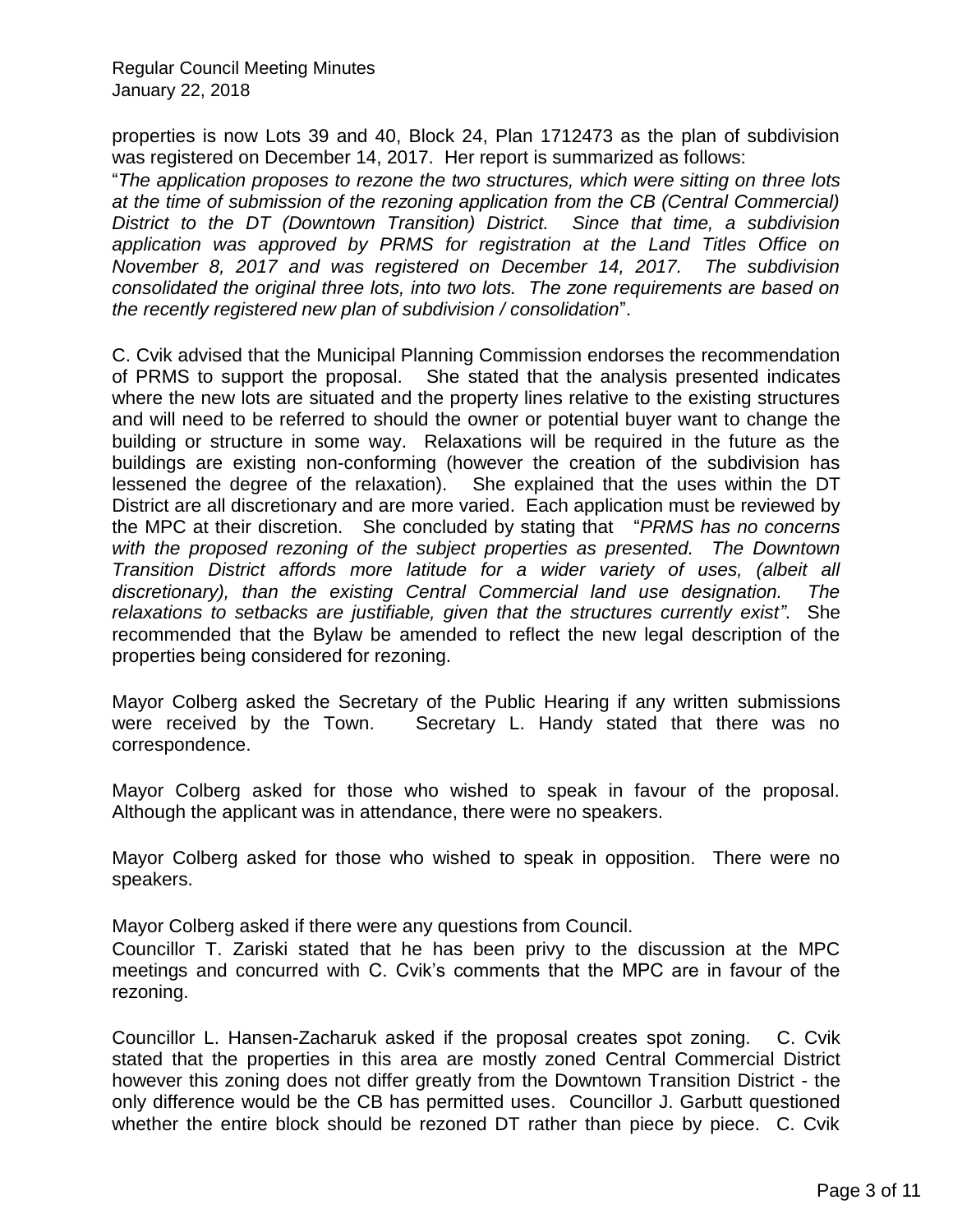properties is now Lots 39 and 40, Block 24, Plan 1712473 as the plan of subdivision was registered on December 14, 2017. Her report is summarized as follows:

"*The application proposes to rezone the two structures, which were sitting on three lots at the time of submission of the rezoning application from the CB (Central Commercial) District to the DT (Downtown Transition) District. Since that time, a subdivision application was approved by PRMS for registration at the Land Titles Office on November 8, 2017 and was registered on December 14, 2017. The subdivision consolidated the original three lots, into two lots. The zone requirements are based on the recently registered new plan of subdivision / consolidation*".

C. Cvik advised that the Municipal Planning Commission endorses the recommendation of PRMS to support the proposal. She stated that the analysis presented indicates where the new lots are situated and the property lines relative to the existing structures and will need to be referred to should the owner or potential buyer want to change the building or structure in some way. Relaxations will be required in the future as the buildings are existing non-conforming (however the creation of the subdivision has lessened the degree of the relaxation). She explained that the uses within the DT District are all discretionary and are more varied. Each application must be reviewed by the MPC at their discretion. She concluded by stating that "*PRMS has no concerns with the proposed rezoning of the subject properties as presented. The Downtown Transition District affords more latitude for a wider variety of uses, (albeit all discretionary), than the existing Central Commercial land use designation. The relaxations to setbacks are justifiable, given that the structures currently exist"*. She recommended that the Bylaw be amended to reflect the new legal description of the properties being considered for rezoning.

Mayor Colberg asked the Secretary of the Public Hearing if any written submissions were received by the Town. Secretary L. Handy stated that there was no correspondence.

Mayor Colberg asked for those who wished to speak in favour of the proposal. Although the applicant was in attendance, there were no speakers.

Mayor Colberg asked for those who wished to speak in opposition. There were no speakers.

Mayor Colberg asked if there were any questions from Council.
Councillor T. Zariski stated that he has been privy to the discussion at the MPC meetings and concurred with C. Cvik's comments that the MPC are in favour of the rezoning.

Councillor L. Hansen-Zacharuk asked if the proposal creates spot zoning. C. Cvik stated that the properties in this area are mostly zoned Central Commercial District however this zoning does not differ greatly from the Downtown Transition District - the only difference would be the CB has permitted uses. Councillor J. Garbutt questioned whether the entire block should be rezoned DT rather than piece by piece. C. Cvik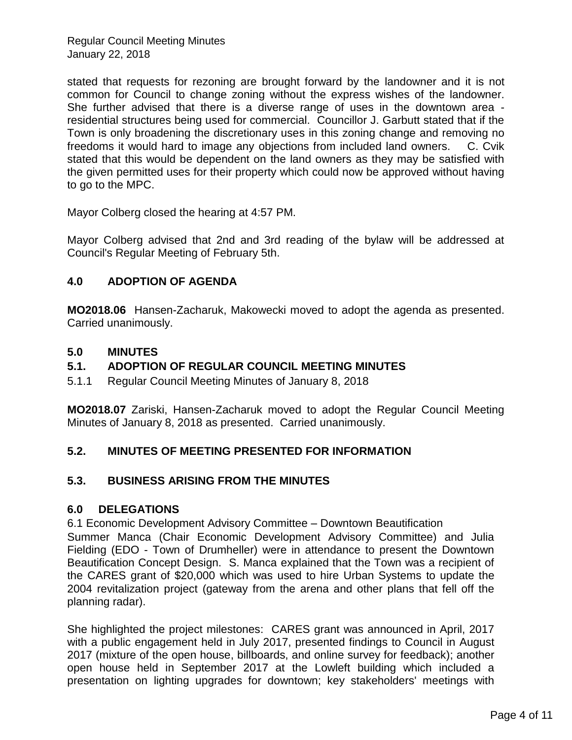stated that requests for rezoning are brought forward by the landowner and it is not common for Council to change zoning without the express wishes of the landowner. She further advised that there is a diverse range of uses in the downtown area - residential structures being used for commercial. Councillor J. Garbutt stated that if the Town is only broadening the discretionary uses in this zoning change and removing no freedoms it would hard to image any objections from included land owners. C. Cvik stated that this would be dependent on the land owners as they may be satisfied with the given permitted uses for their property which could now be approved without having to go to the MPC.

Mayor Colberg closed the hearing at 4:57 PM.

Mayor Colberg advised that 2nd and 3rd reading of the bylaw will be addressed at Council's Regular Meeting of February 5th.

## 4.0 ADOPTION OF AGENDA

**MO2018.06** Hansen-Zacharuk, Makowecki moved to adopt the agenda as presented. Carried unanimously.

## 5.0 MINUTES

### 5.1. ADOPTION OF REGULAR COUNCIL MEETING MINUTES

5.1.1 Regular Council Meeting Minutes of January 8, 2018

**MO2018.07** Zariski, Hansen-Zacharuk moved to adopt the Regular Council Meeting Minutes of January 8, 2018 as presented. Carried unanimously.

### 5.2. MINUTES OF MEETING PRESENTED FOR INFORMATION

### 5.3. BUSINESS ARISING FROM THE MINUTES

## 6.0 DELEGATIONS

6.1 Economic Development Advisory Committee – Downtown Beautification

Summer Manca (Chair Economic Development Advisory Committee) and Julia Fielding (EDO - Town of Drumheller) were in attendance to present the Downtown Beautification Concept Design. S. Manca explained that the Town was a recipient of the CARES grant of $20,000 which was used to hire Urban Systems to update the 2004 revitalization project (gateway from the arena and other plans that fell off the planning radar).

She highlighted the project milestones: CARES grant was announced in April, 2017 with a public engagement held in July 2017, presented findings to Council in August 2017 (mixture of the open house, billboards, and online survey for feedback); another open house held in September 2017 at the Lowleft building which included a presentation on lighting upgrades for downtown; key stakeholders' meetings with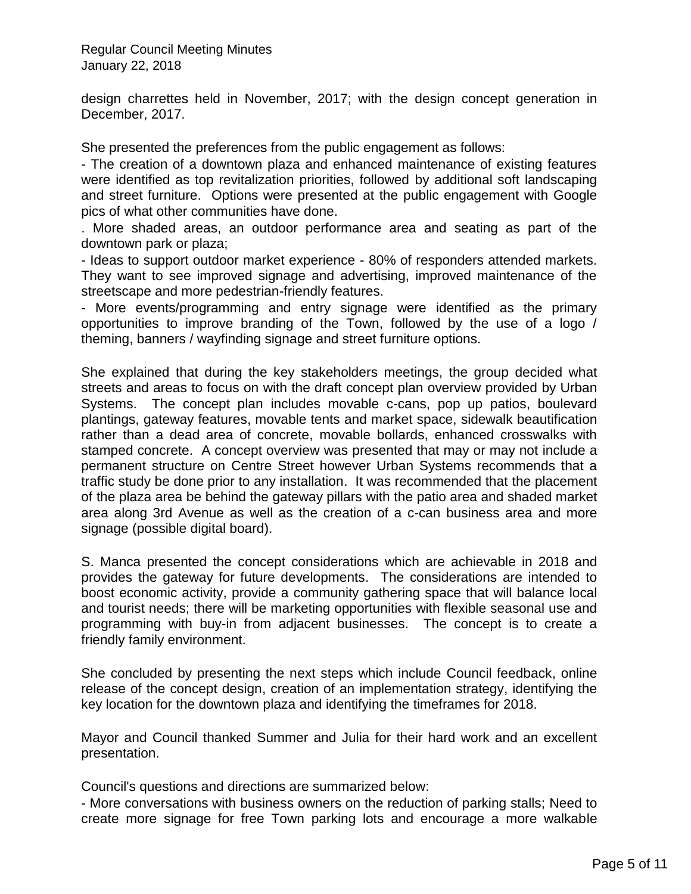design charrettes held in November, 2017; with the design concept generation in December, 2017.

She presented the preferences from the public engagement as follows:

- The creation of a downtown plaza and enhanced maintenance of existing features were identified as top revitalization priorities, followed by additional soft landscaping and street furniture. Options were presented at the public engagement with Google pics of what other communities have done.

. More shaded areas, an outdoor performance area and seating as part of the downtown park or plaza;

- Ideas to support outdoor market experience - 80% of responders attended markets. They want to see improved signage and advertising, improved maintenance of the streetscape and more pedestrian-friendly features.

- More events/programming and entry signage were identified as the primary opportunities to improve branding of the Town, followed by the use of a logo / theming, banners / wayfinding signage and street furniture options.

She explained that during the key stakeholders meetings, the group decided what streets and areas to focus on with the draft concept plan overview provided by Urban Systems. The concept plan includes movable c-cans, pop up patios, boulevard plantings, gateway features, movable tents and market space, sidewalk beautification rather than a dead area of concrete, movable bollards, enhanced crosswalks with stamped concrete. A concept overview was presented that may or may not include a permanent structure on Centre Street however Urban Systems recommends that a traffic study be done prior to any installation. It was recommended that the placement of the plaza area be behind the gateway pillars with the patio area and shaded market area along 3rd Avenue as well as the creation of a c-can business area and more signage (possible digital board).

S. Manca presented the concept considerations which are achievable in 2018 and provides the gateway for future developments. The considerations are intended to boost economic activity, provide a community gathering space that will balance local and tourist needs; there will be marketing opportunities with flexible seasonal use and programming with buy-in from adjacent businesses. The concept is to create a friendly family environment.

She concluded by presenting the next steps which include Council feedback, online release of the concept design, creation of an implementation strategy, identifying the key location for the downtown plaza and identifying the timeframes for 2018.

Mayor and Council thanked Summer and Julia for their hard work and an excellent presentation.

Council's questions and directions are summarized below:

- More conversations with business owners on the reduction of parking stalls; Need to create more signage for free Town parking lots and encourage a more walkable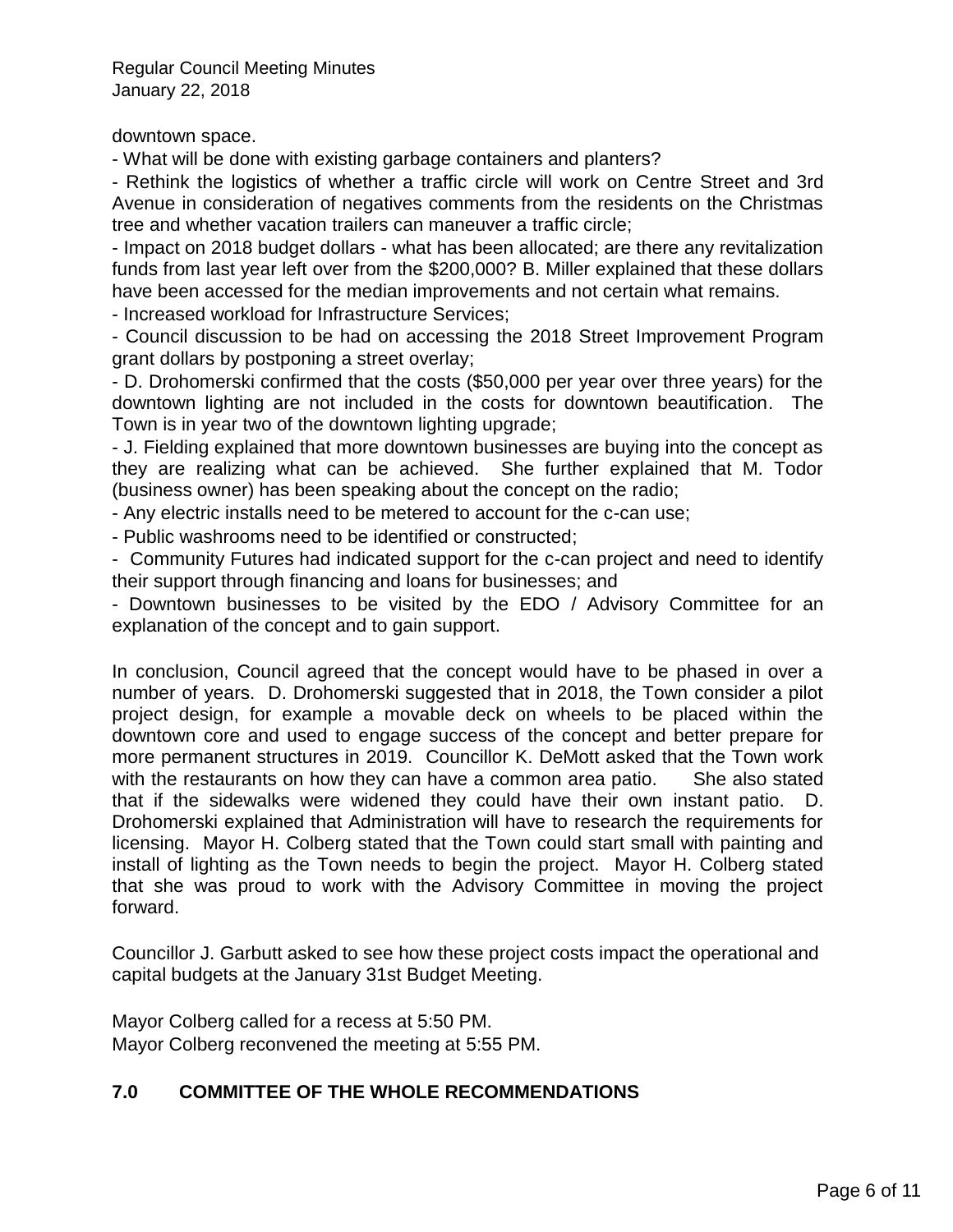downtown space.

- What will be done with existing garbage containers and planters?
- Rethink the logistics of whether a traffic circle will work on Centre Street and 3rd Avenue in consideration of negatives comments from the residents on the Christmas tree and whether vacation trailers can maneuver a traffic circle;
- Impact on 2018 budget dollars - what has been allocated; are there any revitalization funds from last year left over from the $200,000? B. Miller explained that these dollars have been accessed for the median improvements and not certain what remains.
- Increased workload for Infrastructure Services;
- Council discussion to be had on accessing the 2018 Street Improvement Program grant dollars by postponing a street overlay;
- D. Drohomerski confirmed that the costs ($50,000 per year over three years) for the downtown lighting are not included in the costs for downtown beautification. The Town is in year two of the downtown lighting upgrade;
- J. Fielding explained that more downtown businesses are buying into the concept as they are realizing what can be achieved. She further explained that M. Todor (business owner) has been speaking about the concept on the radio;
- Any electric installs need to be metered to account for the c-can use;
- Public washrooms need to be identified or constructed;
- Community Futures had indicated support for the c-can project and need to identify their support through financing and loans for businesses; and
- Downtown businesses to be visited by the EDO / Advisory Committee for an explanation of the concept and to gain support.

In conclusion, Council agreed that the concept would have to be phased in over a number of years. D. Drohomerski suggested that in 2018, the Town consider a pilot project design, for example a movable deck on wheels to be placed within the downtown core and used to engage success of the concept and better prepare for more permanent structures in 2019. Councillor K. DeMott asked that the Town work with the restaurants on how they can have a common area patio. She also stated that if the sidewalks were widened they could have their own instant patio. D. Drohomerski explained that Administration will have to research the requirements for licensing. Mayor H. Colberg stated that the Town could start small with painting and install of lighting as the Town needs to begin the project. Mayor H. Colberg stated that she was proud to work with the Advisory Committee in moving the project forward.

Councillor J. Garbutt asked to see how these project costs impact the operational and capital budgets at the January 31st Budget Meeting.

Mayor Colberg called for a recess at 5:50 PM.
Mayor Colberg reconvened the meeting at 5:55 PM.

## 7.0 COMMITTEE OF THE WHOLE RECOMMENDATIONS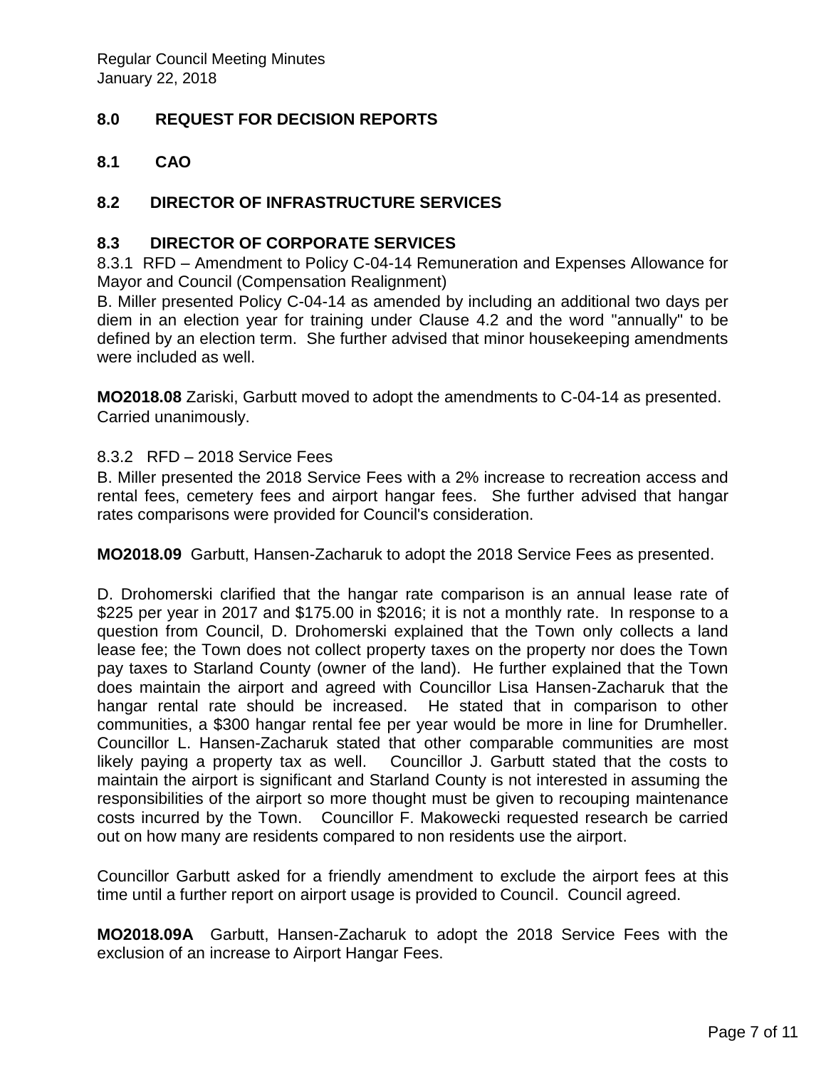## 8.0 REQUEST FOR DECISION REPORTS

### 8.1 CAO

### 8.2 DIRECTOR OF INFRASTRUCTURE SERVICES

### 8.3 DIRECTOR OF CORPORATE SERVICES

8.3.1 RFD – Amendment to Policy C-04-14 Remuneration and Expenses Allowance for Mayor and Council (Compensation Realignment)

B. Miller presented Policy C-04-14 as amended by including an additional two days per diem in an election year for training under Clause 4.2 and the word "annually" to be defined by an election term. She further advised that minor housekeeping amendments were included as well.

**MO2018.08** Zariski, Garbutt moved to adopt the amendments to C-04-14 as presented. Carried unanimously.

8.3.2 RFD – 2018 Service Fees

B. Miller presented the 2018 Service Fees with a 2% increase to recreation access and rental fees, cemetery fees and airport hangar fees. She further advised that hangar rates comparisons were provided for Council's consideration.

**MO2018.09** Garbutt, Hansen-Zacharuk to adopt the 2018 Service Fees as presented.

D. Drohomerski clarified that the hangar rate comparison is an annual lease rate of $225 per year in 2017 and $175.00 in $2016; it is not a monthly rate. In response to a question from Council, D. Drohomerski explained that the Town only collects a land lease fee; the Town does not collect property taxes on the property nor does the Town pay taxes to Starland County (owner of the land). He further explained that the Town does maintain the airport and agreed with Councillor Lisa Hansen-Zacharuk that the hangar rental rate should be increased. He stated that in comparison to other communities, a $300 hangar rental fee per year would be more in line for Drumheller. Councillor L. Hansen-Zacharuk stated that other comparable communities are most likely paying a property tax as well. Councillor J. Garbutt stated that the costs to maintain the airport is significant and Starland County is not interested in assuming the responsibilities of the airport so more thought must be given to recouping maintenance costs incurred by the Town. Councillor F. Makowecki requested research be carried out on how many are residents compared to non residents use the airport.

Councillor Garbutt asked for a friendly amendment to exclude the airport fees at this time until a further report on airport usage is provided to Council. Council agreed.

**MO2018.09A** Garbutt, Hansen-Zacharuk to adopt the 2018 Service Fees with the exclusion of an increase to Airport Hangar Fees.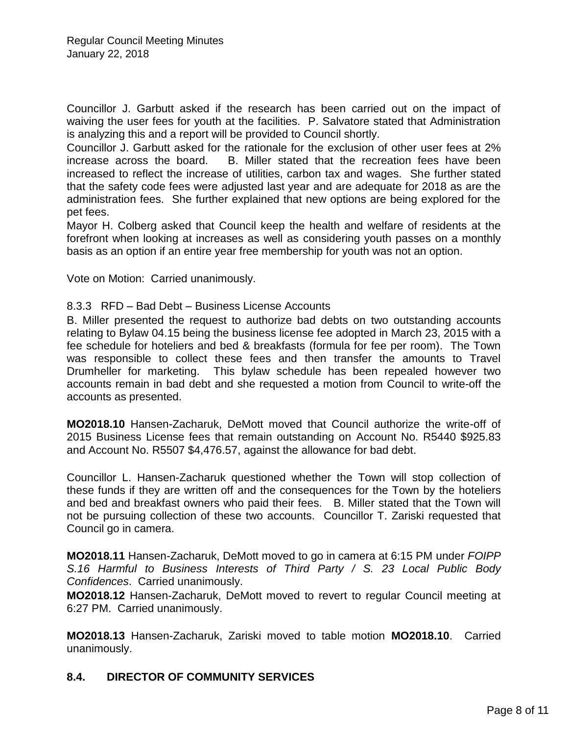Councillor J. Garbutt asked if the research has been carried out on the impact of waiving the user fees for youth at the facilities. P. Salvatore stated that Administration is analyzing this and a report will be provided to Council shortly.

Councillor J. Garbutt asked for the rationale for the exclusion of other user fees at 2% increase across the board. B. Miller stated that the recreation fees have been increased to reflect the increase of utilities, carbon tax and wages. She further stated that the safety code fees were adjusted last year and are adequate for 2018 as are the administration fees. She further explained that new options are being explored for the pet fees.

Mayor H. Colberg asked that Council keep the health and welfare of residents at the forefront when looking at increases as well as considering youth passes on a monthly basis as an option if an entire year free membership for youth was not an option.

Vote on Motion: Carried unanimously.

8.3.3 RFD – Bad Debt – Business License Accounts

B. Miller presented the request to authorize bad debts on two outstanding accounts relating to Bylaw 04.15 being the business license fee adopted in March 23, 2015 with a fee schedule for hoteliers and bed & breakfasts (formula for fee per room). The Town was responsible to collect these fees and then transfer the amounts to Travel Drumheller for marketing. This bylaw schedule has been repealed however two accounts remain in bad debt and she requested a motion from Council to write-off the accounts as presented.

**MO2018.10** Hansen-Zacharuk, DeMott moved that Council authorize the write-off of 2015 Business License fees that remain outstanding on Account No. R5440 $925.83 and Account No. R5507 $4,476.57, against the allowance for bad debt.

Councillor L. Hansen-Zacharuk questioned whether the Town will stop collection of these funds if they are written off and the consequences for the Town by the hoteliers and bed and breakfast owners who paid their fees. B. Miller stated that the Town will not be pursuing collection of these two accounts. Councillor T. Zariski requested that Council go in camera.

**MO2018.11** Hansen-Zacharuk, DeMott moved to go in camera at 6:15 PM under *FOIPP S.16 Harmful to Business Interests of Third Party / S. 23 Local Public Body Confidences*. Carried unanimously.

**MO2018.12** Hansen-Zacharuk, DeMott moved to revert to regular Council meeting at 6:27 PM. Carried unanimously.

**MO2018.13** Hansen-Zacharuk, Zariski moved to table motion **MO2018.10**. Carried unanimously.

## 8.4. DIRECTOR OF COMMUNITY SERVICES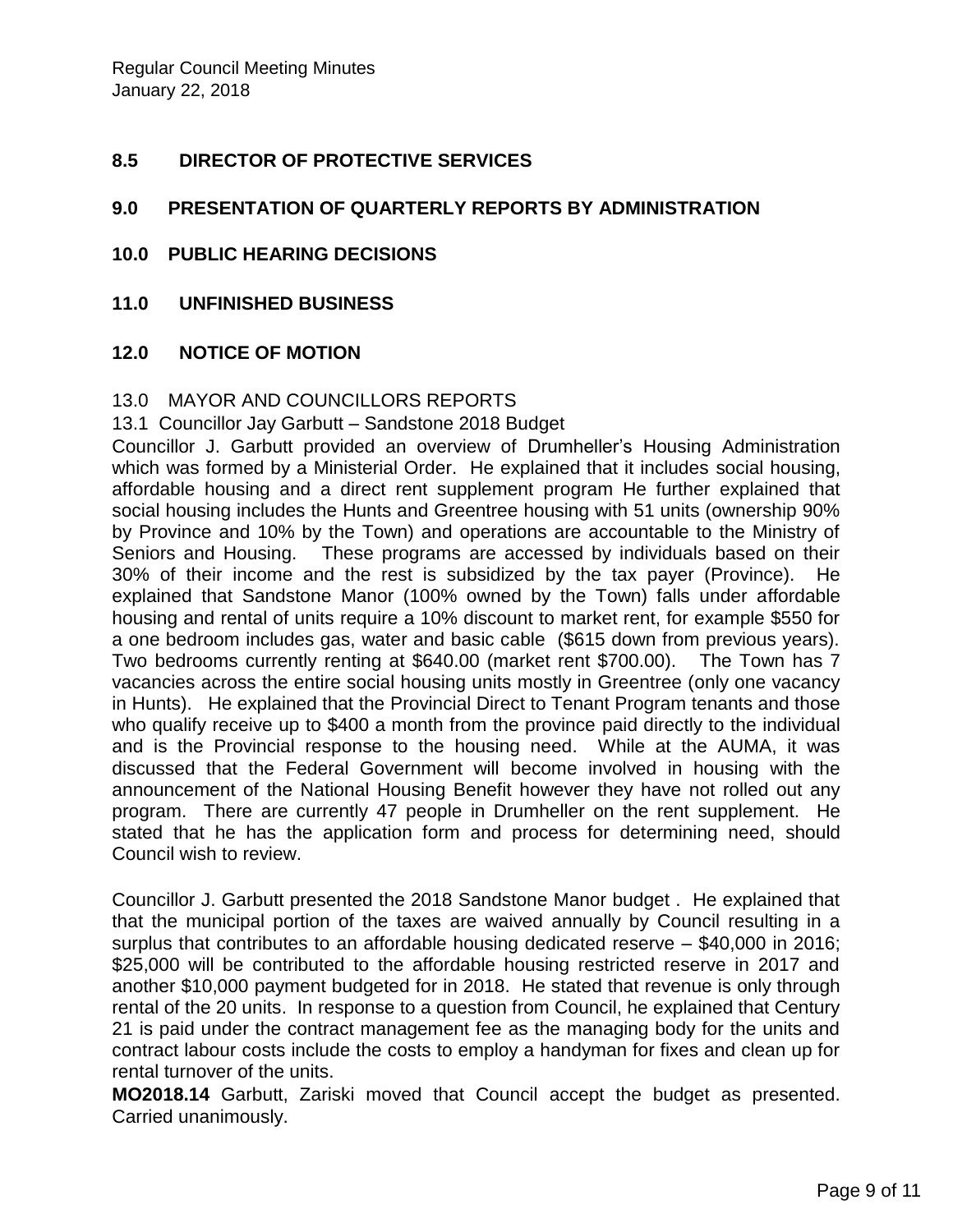## 8.5 DIRECTOR OF PROTECTIVE SERVICES

## 9.0 PRESENTATION OF QUARTERLY REPORTS BY ADMINISTRATION

## 10.0 PUBLIC HEARING DECISIONS

## 11.0 UNFINISHED BUSINESS

## 12.0 NOTICE OF MOTION

13.0 MAYOR AND COUNCILLORS REPORTS

13.1 Councillor Jay Garbutt – Sandstone 2018 Budget

Councillor J. Garbutt provided an overview of Drumheller's Housing Administration which was formed by a Ministerial Order. He explained that it includes social housing, affordable housing and a direct rent supplement program He further explained that social housing includes the Hunts and Greentree housing with 51 units (ownership 90% by Province and 10% by the Town) and operations are accountable to the Ministry of Seniors and Housing. These programs are accessed by individuals based on their 30% of their income and the rest is subsidized by the tax payer (Province). He explained that Sandstone Manor (100% owned by the Town) falls under affordable housing and rental of units require a 10% discount to market rent, for example $550 for a one bedroom includes gas, water and basic cable ($615 down from previous years). Two bedrooms currently renting at $640.00 (market rent $700.00). The Town has 7 vacancies across the entire social housing units mostly in Greentree (only one vacancy in Hunts). He explained that the Provincial Direct to Tenant Program tenants and those who qualify receive up to $400 a month from the province paid directly to the individual and is the Provincial response to the housing need. While at the AUMA, it was discussed that the Federal Government will become involved in housing with the announcement of the National Housing Benefit however they have not rolled out any program. There are currently 47 people in Drumheller on the rent supplement. He stated that he has the application form and process for determining need, should Council wish to review.

Councillor J. Garbutt presented the 2018 Sandstone Manor budget . He explained that that the municipal portion of the taxes are waived annually by Council resulting in a surplus that contributes to an affordable housing dedicated reserve – $40,000 in 2016; $25,000 will be contributed to the affordable housing restricted reserve in 2017 and another $10,000 payment budgeted for in 2018. He stated that revenue is only through rental of the 20 units. In response to a question from Council, he explained that Century 21 is paid under the contract management fee as the managing body for the units and contract labour costs include the costs to employ a handyman for fixes and clean up for rental turnover of the units.

**MO2018.14** Garbutt, Zariski moved that Council accept the budget as presented. Carried unanimously.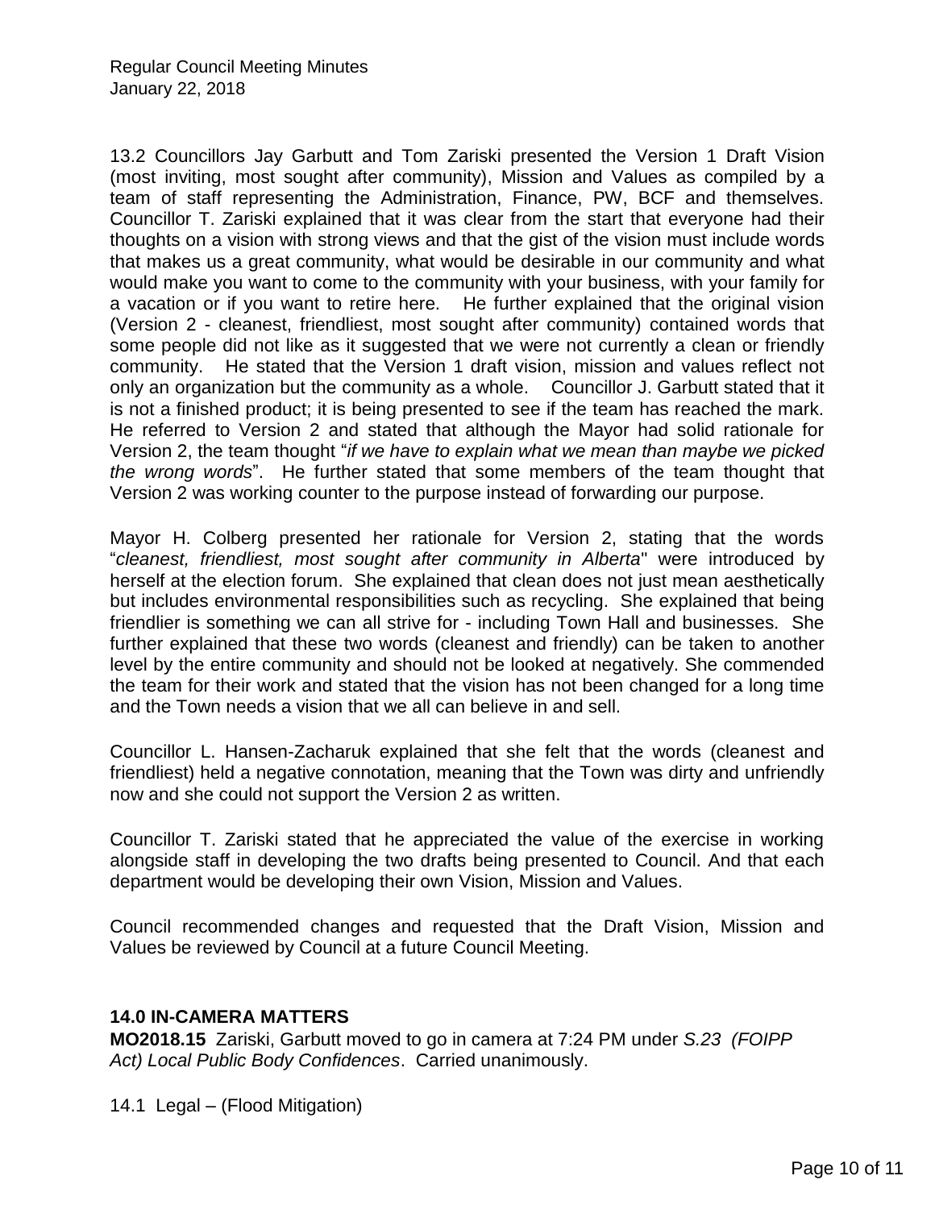13.2 Councillors Jay Garbutt and Tom Zariski presented the Version 1 Draft Vision (most inviting, most sought after community), Mission and Values as compiled by a team of staff representing the Administration, Finance, PW, BCF and themselves. Councillor T. Zariski explained that it was clear from the start that everyone had their thoughts on a vision with strong views and that the gist of the vision must include words that makes us a great community, what would be desirable in our community and what would make you want to come to the community with your business, with your family for a vacation or if you want to retire here. He further explained that the original vision (Version 2 - cleanest, friendliest, most sought after community) contained words that some people did not like as it suggested that we were not currently a clean or friendly community. He stated that the Version 1 draft vision, mission and values reflect not only an organization but the community as a whole. Councillor J. Garbutt stated that it is not a finished product; it is being presented to see if the team has reached the mark. He referred to Version 2 and stated that although the Mayor had solid rationale for Version 2, the team thought "*if we have to explain what we mean than maybe we picked the wrong words*". He further stated that some members of the team thought that Version 2 was working counter to the purpose instead of forwarding our purpose.

Mayor H. Colberg presented her rationale for Version 2, stating that the words "*cleanest, friendliest, most sought after community in Alberta*" were introduced by herself at the election forum. She explained that clean does not just mean aesthetically but includes environmental responsibilities such as recycling. She explained that being friendlier is something we can all strive for - including Town Hall and businesses. She further explained that these two words (cleanest and friendly) can be taken to another level by the entire community and should not be looked at negatively. She commended the team for their work and stated that the vision has not been changed for a long time and the Town needs a vision that we all can believe in and sell.

Councillor L. Hansen-Zacharuk explained that she felt that the words (cleanest and friendliest) held a negative connotation, meaning that the Town was dirty and unfriendly now and she could not support the Version 2 as written.

Councillor T. Zariski stated that he appreciated the value of the exercise in working alongside staff in developing the two drafts being presented to Council. And that each department would be developing their own Vision, Mission and Values.

Council recommended changes and requested that the Draft Vision, Mission and Values be reviewed by Council at a future Council Meeting.

## 14.0 IN-CAMERA MATTERS

**MO2018.15** Zariski, Garbutt moved to go in camera at 7:24 PM under *S.23 (FOIPP Act) Local Public Body Confidences*. Carried unanimously.

14.1 Legal – (Flood Mitigation)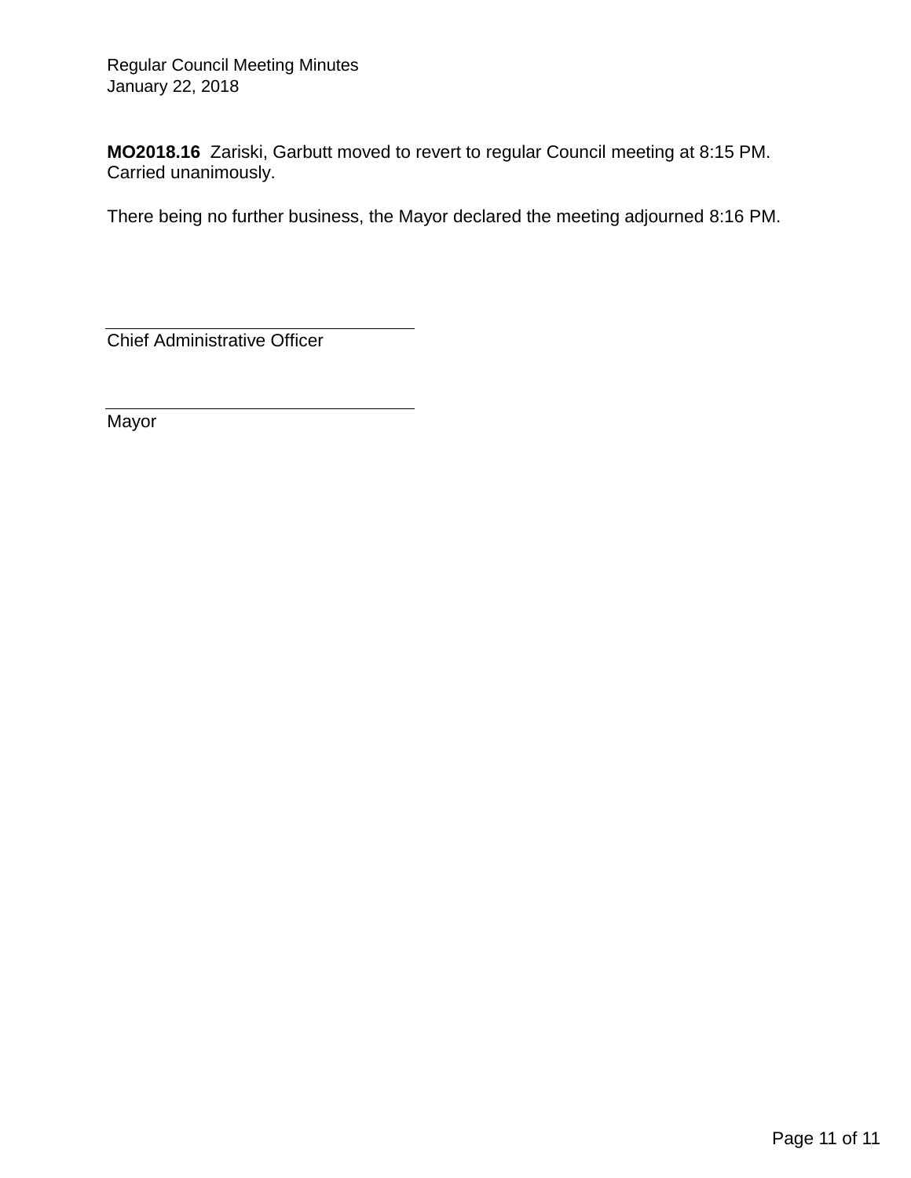**MO2018.16** Zariski, Garbutt moved to revert to regular Council meeting at 8:15 PM.
Carried unanimously.

There being no further business, the Mayor declared the meeting adjourned 8:16 PM.

\_\_\_\_\_\_\_\_\_\_\_\_\_\_\_\_\_\_\_\_\_\_\_\_\_\_\_\_\_\_\_\_
Chief Administrative Officer

\_\_\_\_\_\_\_\_\_\_\_\_\_\_\_\_\_\_\_\_\_\_\_\_\_\_\_\_\_\_\_\_
Mayor